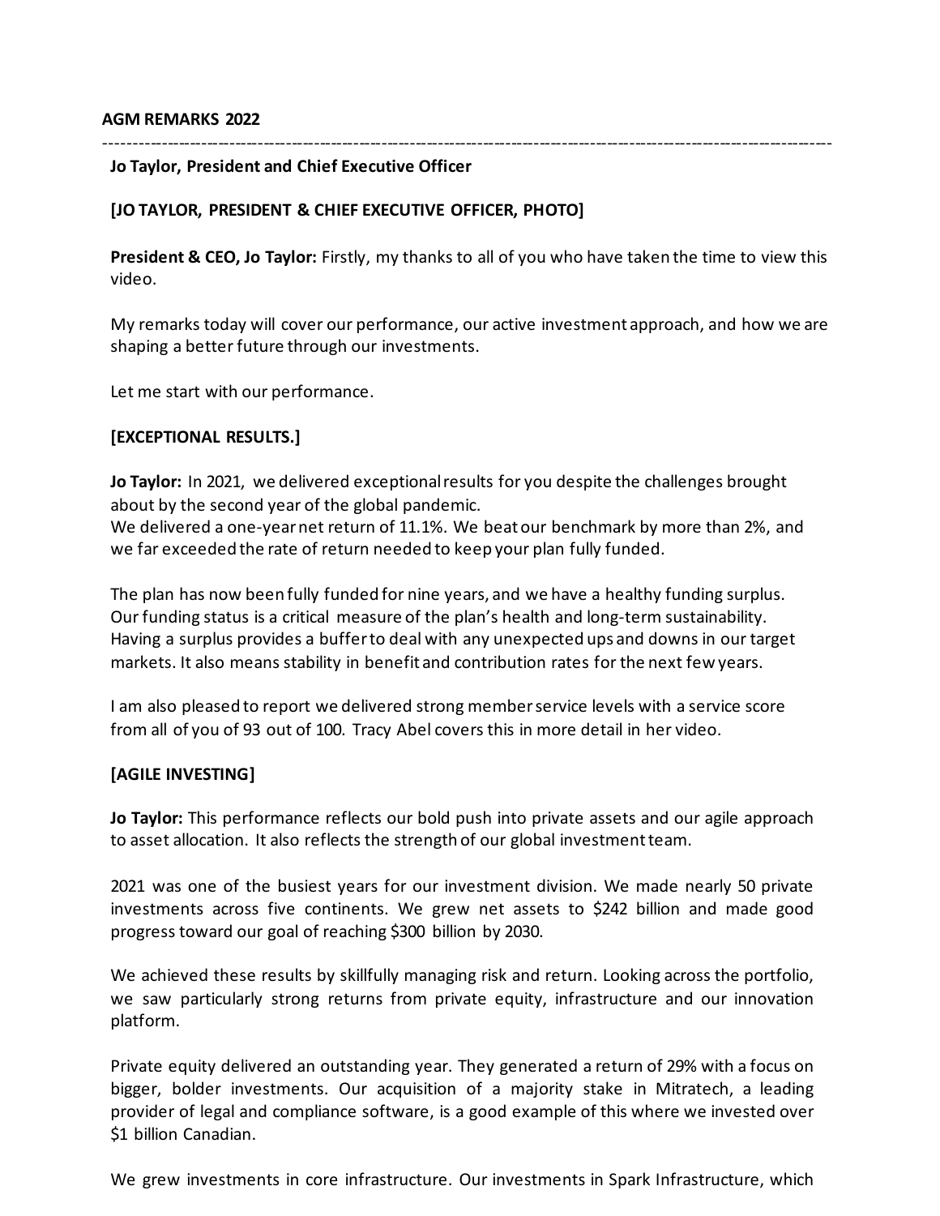**AGM REMARKS 2022**

---

**Jo Taylor, President and Chief Executive Officer**

**[JO TAYLOR, PRESIDENT & CHIEF EXECUTIVE OFFICER, PHOTO]**

**President & CEO, Jo Taylor:** Firstly, my thanks to all of you who have taken the time to view this video.

My remarks today will cover our performance, our active investment approach, and how we are shaping a better future through our investments.

Let me start with our performance.

**[EXCEPTIONAL RESULTS.]**

**Jo Taylor:** In 2021, we delivered exceptional results for you despite the challenges brought about by the second year of the global pandemic.
We delivered a one-year net return of 11.1%. We beat our benchmark by more than 2%, and we far exceeded the rate of return needed to keep your plan fully funded.

The plan has now been fully funded for nine years, and we have a healthy funding surplus. Our funding status is a critical measure of the plan's health and long-term sustainability. Having a surplus provides a buffer to deal with any unexpected ups and downs in our target markets. It also means stability in benefit and contribution rates for the next few years.

I am also pleased to report we delivered strong member service levels with a service score from all of you of 93 out of 100. Tracy Abel covers this in more detail in her video.

**[AGILE INVESTING]**

**Jo Taylor:** This performance reflects our bold push into private assets and our agile approach to asset allocation. It also reflects the strength of our global investment team.

2021 was one of the busiest years for our investment division. We made nearly 50 private investments across five continents. We grew net assets to $242 billion and made good progress toward our goal of reaching $300 billion by 2030.

We achieved these results by skillfully managing risk and return. Looking across the portfolio, we saw particularly strong returns from private equity, infrastructure and our innovation platform.

Private equity delivered an outstanding year. They generated a return of 29% with a focus on bigger, bolder investments. Our acquisition of a majority stake in Mitratech, a leading provider of legal and compliance software, is a good example of this where we invested over $1 billion Canadian.

We grew investments in core infrastructure. Our investments in Spark Infrastructure, which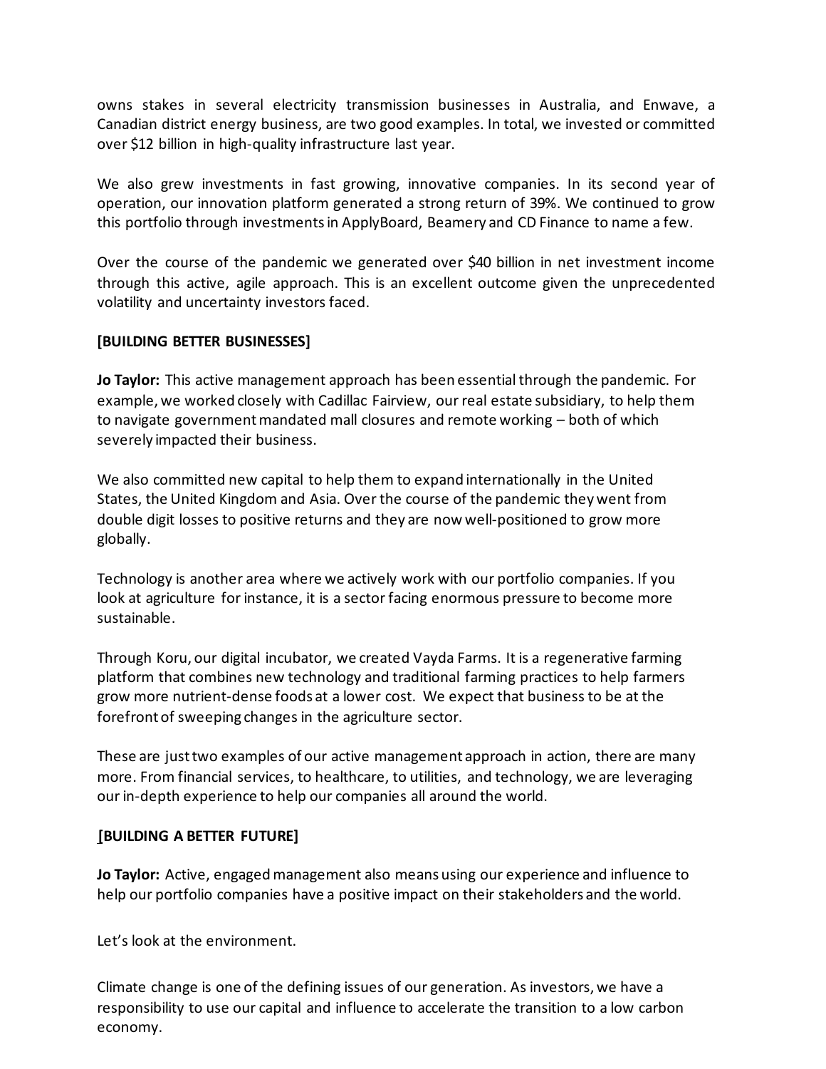owns stakes in several electricity transmission businesses in Australia, and Enwave, a Canadian district energy business, are two good examples. In total, we invested or committed over $12 billion in high-quality infrastructure last year.

We also grew investments in fast growing, innovative companies. In its second year of operation, our innovation platform generated a strong return of 39%. We continued to grow this portfolio through investments in ApplyBoard, Beamery and CD Finance to name a few.

Over the course of the pandemic we generated over $40 billion in net investment income through this active, agile approach. This is an excellent outcome given the unprecedented volatility and uncertainty investors faced.

**[BUILDING BETTER BUSINESSES]**

**Jo Taylor:** This active management approach has been essential through the pandemic. For example, we worked closely with Cadillac Fairview, our real estate subsidiary, to help them to navigate government mandated mall closures and remote working – both of which severely impacted their business.

We also committed new capital to help them to expand internationally in the United States, the United Kingdom and Asia. Over the course of the pandemic they went from double digit losses to positive returns and they are now well-positioned to grow more globally.

Technology is another area where we actively work with our portfolio companies. If you look at agriculture for instance, it is a sector facing enormous pressure to become more sustainable.

Through Koru, our digital incubator, we created Vayda Farms. It is a regenerative farming platform that combines new technology and traditional farming practices to help farmers grow more nutrient-dense foods at a lower cost. We expect that business to be at the forefront of sweeping changes in the agriculture sector.

These are just two examples of our active management approach in action, there are many more. From financial services, to healthcare, to utilities, and technology, we are leveraging our in-depth experience to help our companies all around the world.

**[BUILDING A BETTER FUTURE]**

**Jo Taylor:** Active, engaged management also means using our experience and influence to help our portfolio companies have a positive impact on their stakeholders and the world.

Let's look at the environment.

Climate change is one of the defining issues of our generation. As investors, we have a responsibility to use our capital and influence to accelerate the transition to a low carbon economy.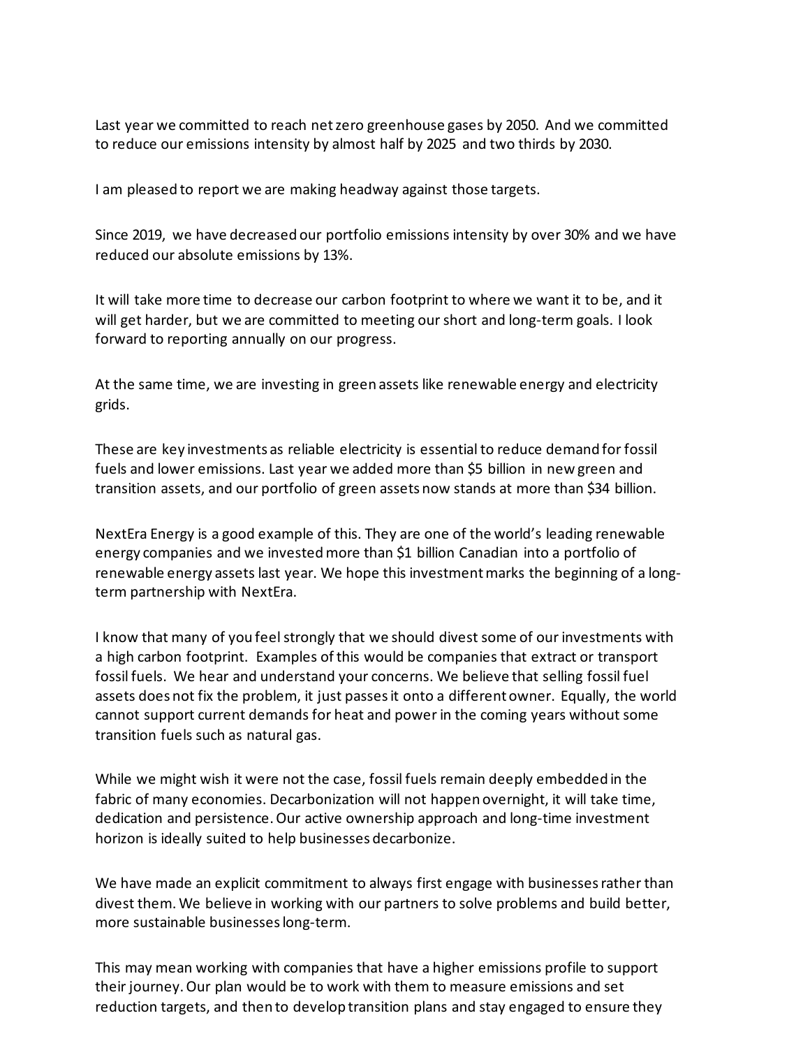Last year we committed to reach net zero greenhouse gases by 2050. And we committed to reduce our emissions intensity by almost half by 2025 and two thirds by 2030.

I am pleased to report we are making headway against those targets.

Since 2019, we have decreased our portfolio emissions intensity by over 30% and we have reduced our absolute emissions by 13%.

It will take more time to decrease our carbon footprint to where we want it to be, and it will get harder, but we are committed to meeting our short and long-term goals. I look forward to reporting annually on our progress.

At the same time, we are investing in green assets like renewable energy and electricity grids.

These are key investments as reliable electricity is essential to reduce demand for fossil fuels and lower emissions. Last year we added more than $5 billion in new green and transition assets, and our portfolio of green assets now stands at more than $34 billion.

NextEra Energy is a good example of this. They are one of the world's leading renewable energy companies and we invested more than $1 billion Canadian into a portfolio of renewable energy assets last year. We hope this investment marks the beginning of a long-term partnership with NextEra.

I know that many of you feel strongly that we should divest some of our investments with a high carbon footprint. Examples of this would be companies that extract or transport fossil fuels. We hear and understand your concerns. We believe that selling fossil fuel assets does not fix the problem, it just passes it onto a different owner. Equally, the world cannot support current demands for heat and power in the coming years without some transition fuels such as natural gas.

While we might wish it were not the case, fossil fuels remain deeply embedded in the fabric of many economies. Decarbonization will not happen overnight, it will take time, dedication and persistence. Our active ownership approach and long-time investment horizon is ideally suited to help businesses decarbonize.

We have made an explicit commitment to always first engage with businesses rather than divest them. We believe in working with our partners to solve problems and build better, more sustainable businesses long-term.

This may mean working with companies that have a higher emissions profile to support their journey. Our plan would be to work with them to measure emissions and set reduction targets, and then to develop transition plans and stay engaged to ensure they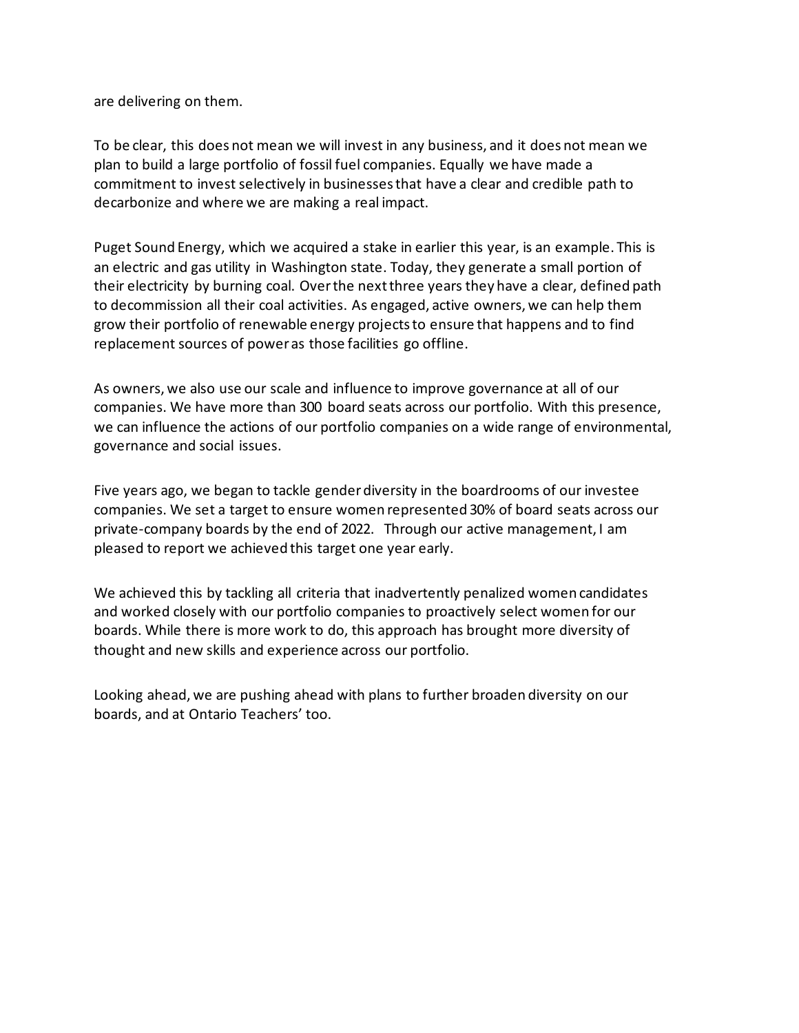are delivering on them.

To be clear, this does not mean we will invest in any business, and it does not mean we plan to build a large portfolio of fossil fuel companies. Equally we have made a commitment to invest selectively in businesses that have a clear and credible path to decarbonize and where we are making a real impact.

Puget Sound Energy, which we acquired a stake in earlier this year, is an example. This is an electric and gas utility in Washington state. Today, they generate a small portion of their electricity by burning coal. Over the next three years they have a clear, defined path to decommission all their coal activities. As engaged, active owners, we can help them grow their portfolio of renewable energy projects to ensure that happens and to find replacement sources of power as those facilities go offline.

As owners, we also use our scale and influence to improve governance at all of our companies. We have more than 300 board seats across our portfolio. With this presence, we can influence the actions of our portfolio companies on a wide range of environmental, governance and social issues.

Five years ago, we began to tackle gender diversity in the boardrooms of our investee companies. We set a target to ensure women represented 30% of board seats across our private-company boards by the end of 2022. Through our active management, I am pleased to report we achieved this target one year early.

We achieved this by tackling all criteria that inadvertently penalized women candidates and worked closely with our portfolio companies to proactively select women for our boards. While there is more work to do, this approach has brought more diversity of thought and new skills and experience across our portfolio.

Looking ahead, we are pushing ahead with plans to further broaden diversity on our boards, and at Ontario Teachers' too.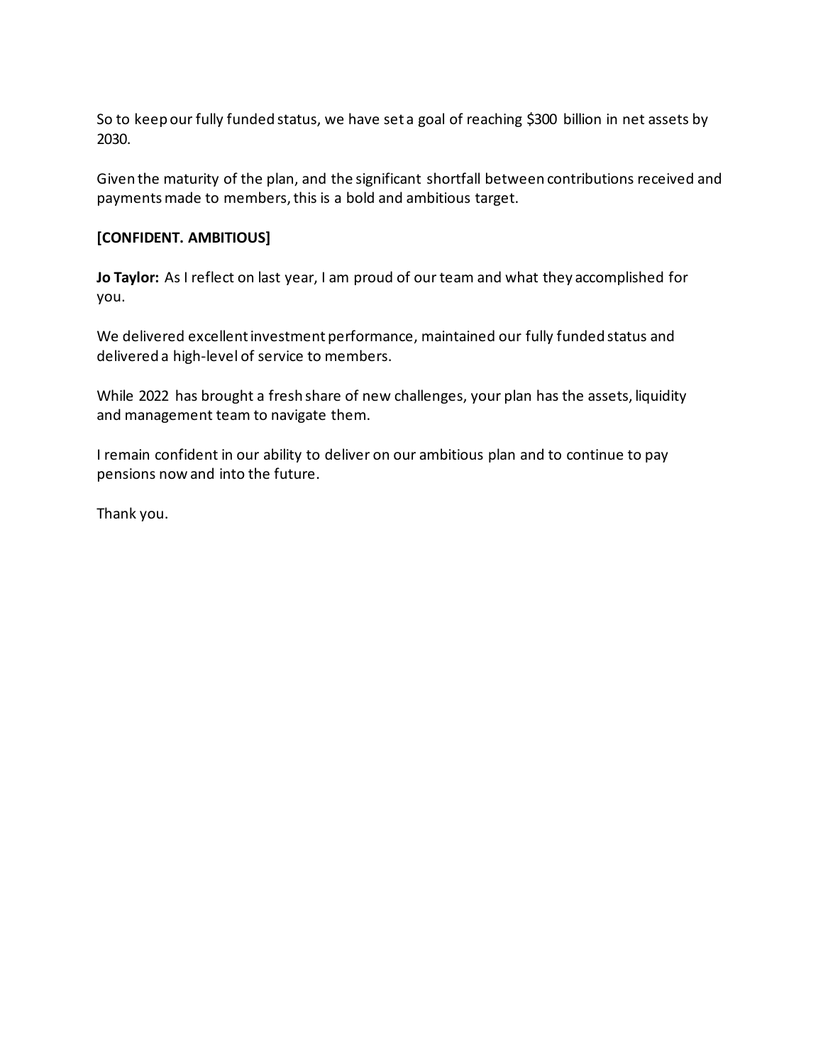So to keep our fully funded status, we have set a goal of reaching $300 billion in net assets by 2030.

Given the maturity of the plan, and the significant shortfall between contributions received and payments made to members, this is a bold and ambitious target.

**[CONFIDENT. AMBITIOUS]**

**Jo Taylor:** As I reflect on last year, I am proud of our team and what they accomplished for you.

We delivered excellent investment performance, maintained our fully funded status and delivered a high-level of service to members.

While 2022 has brought a fresh share of new challenges, your plan has the assets, liquidity and management team to navigate them.

I remain confident in our ability to deliver on our ambitious plan and to continue to pay pensions now and into the future.

Thank you.